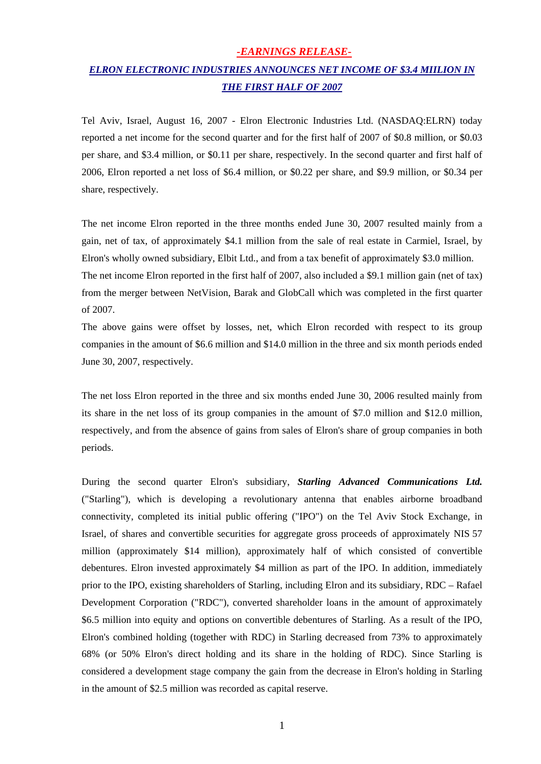# *-EARNINGS RELEASE-*

## *ELRON ELECTRONIC INDUSTRIES ANNOUNCES NET INCOME OF $3.4 MILION IN THE FIRST HALF OF 2007*

Tel Aviv, Israel, August 16, 2007 - Elron Electronic Industries Ltd. (NASDAQ:ELRN) today reported a net income for the second quarter and for the first half of 2007 of $0.8 million, or $0.03 per share, and $3.4 million, or $0.11 per share, respectively. In the second quarter and first half of 2006, Elron reported a net loss of $6.4 million, or $0.22 per share, and $9.9 million, or $0.34 per share, respectively.

The net income Elron reported in the three months ended June 30, 2007 resulted mainly from a gain, net of tax, of approximately $4.1 million from the sale of real estate in Carmiel, Israel, by Elron's wholly owned subsidiary, Elbit Ltd., and from a tax benefit of approximately $3.0 million. The net income Elron reported in the first half of 2007, also included a $9.1 million gain (net of tax) from the merger between NetVision, Barak and GlobCall which was completed in the first quarter of 2007.
The above gains were offset by losses, net, which Elron recorded with respect to its group companies in the amount of $6.6 million and $14.0 million in the three and six month periods ended June 30, 2007, respectively.

The net loss Elron reported in the three and six months ended June 30, 2006 resulted mainly from its share in the net loss of its group companies in the amount of $7.0 million and $12.0 million, respectively, and from the absence of gains from sales of Elron's share of group companies in both periods.

During the second quarter Elron's subsidiary, ***Starling Advanced Communications Ltd.*** ("Starling"), which is developing a revolutionary antenna that enables airborne broadband connectivity, completed its initial public offering ("IPO") on the Tel Aviv Stock Exchange, in Israel, of shares and convertible securities for aggregate gross proceeds of approximately NIS 57 million (approximately $14 million), approximately half of which consisted of convertible debentures. Elron invested approximately $4 million as part of the IPO. In addition, immediately prior to the IPO, existing shareholders of Starling, including Elron and its subsidiary, RDC – Rafael Development Corporation ("RDC"), converted shareholder loans in the amount of approximately $6.5 million into equity and options on convertible debentures of Starling. As a result of the IPO, Elron's combined holding (together with RDC) in Starling decreased from 73% to approximately 68% (or 50% Elron's direct holding and its share in the holding of RDC). Since Starling is considered a development stage company the gain from the decrease in Elron's holding in Starling in the amount of $2.5 million was recorded as capital reserve.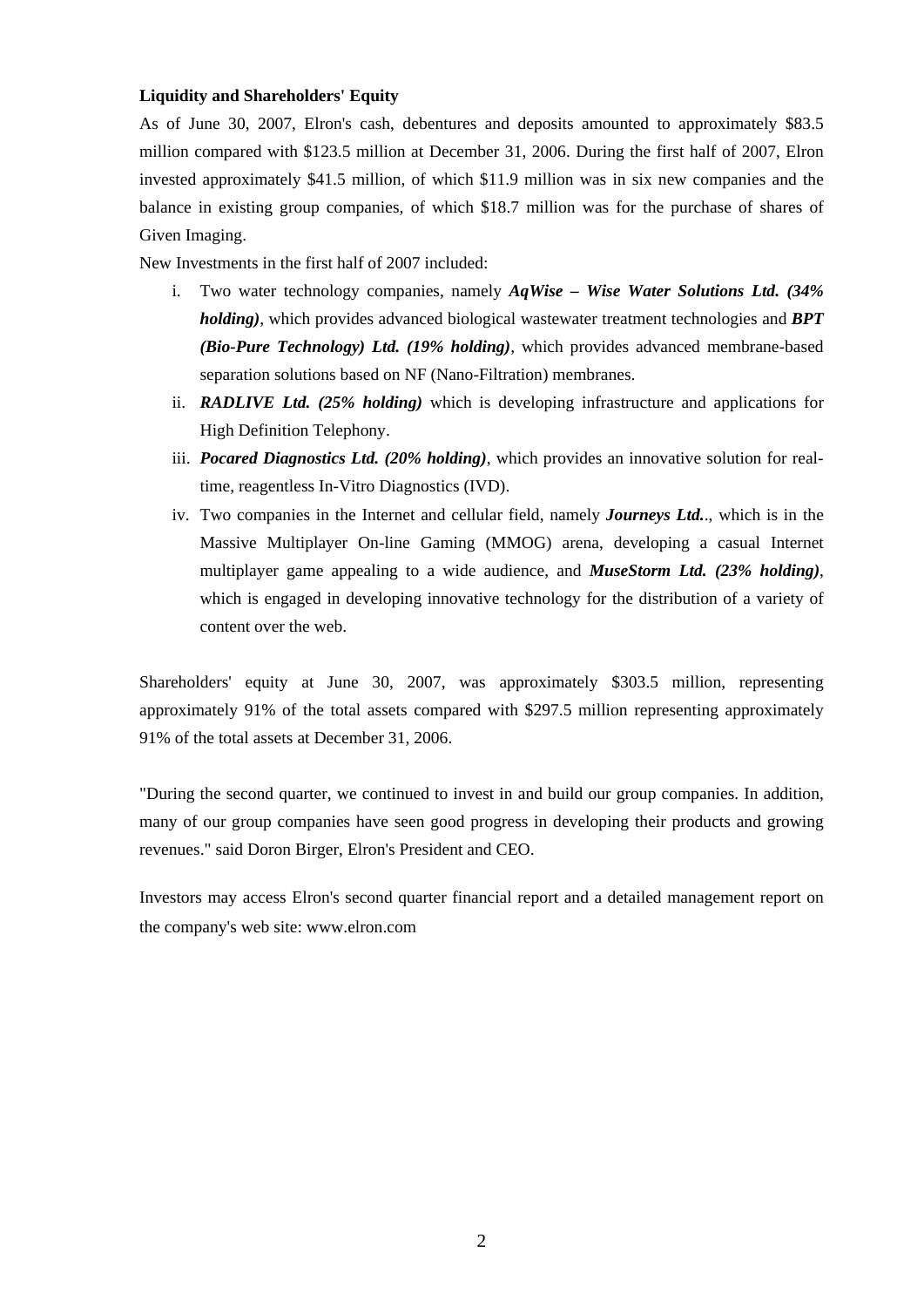**Liquidity and Shareholders' Equity**

As of June 30, 2007, Elron's cash, debentures and deposits amounted to approximately $83.5 million compared with $123.5 million at December 31, 2006. During the first half of 2007, Elron invested approximately $41.5 million, of which $11.9 million was in six new companies and the balance in existing group companies, of which $18.7 million was for the purchase of shares of Given Imaging.

New Investments in the first half of 2007 included:

i. Two water technology companies, namely ***AqWise – Wise Water Solutions Ltd. (34% holding)***, which provides advanced biological wastewater treatment technologies and ***BPT (Bio-Pure Technology) Ltd. (19% holding)***, which provides advanced membrane-based separation solutions based on NF (Nano-Filtration) membranes.

ii. ***RADLIVE Ltd. (25% holding)*** which is developing infrastructure and applications for High Definition Telephony.

iii. ***Pocared Diagnostics Ltd. (20% holding)***, which provides an innovative solution for real-time, reagentless In-Vitro Diagnostics (IVD).

iv. Two companies in the Internet and cellular field, namely ***Journeys Ltd.***., which is in the Massive Multiplayer On-line Gaming (MMOG) arena, developing a casual Internet multiplayer game appealing to a wide audience, and ***MuseStorm Ltd. (23% holding)***, which is engaged in developing innovative technology for the distribution of a variety of content over the web.

Shareholders' equity at June 30, 2007, was approximately $303.5 million, representing approximately 91% of the total assets compared with $297.5 million representing approximately 91% of the total assets at December 31, 2006.

"During the second quarter, we continued to invest in and build our group companies. In addition, many of our group companies have seen good progress in developing their products and growing revenues." said Doron Birger, Elron's President and CEO.

Investors may access Elron's second quarter financial report and a detailed management report on the company's web site: www.elron.com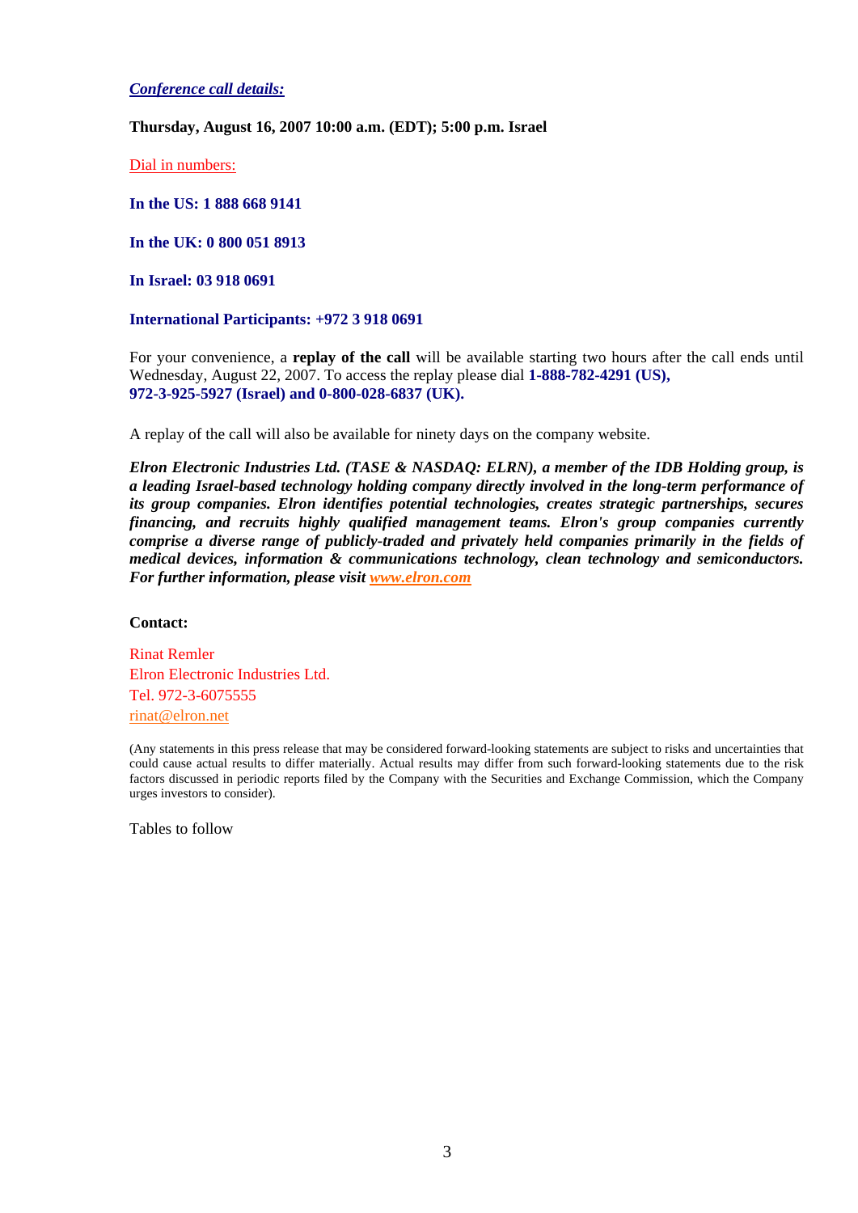***Conference call details:***

**Thursday, August 16, 2007 10:00 a.m. (EDT); 5:00 p.m. Israel**

Dial in numbers:

**In the US: 1 888 668 9141**

**In the UK: 0 800 051 8913**

**In Israel: 03 918 0691**

**International Participants: +972 3 918 0691**

For your convenience, a **replay of the call** will be available starting two hours after the call ends until Wednesday, August 22, 2007. To access the replay please dial **1-888-782-4291 (US), 972-3-925-5927 (Israel) and 0-800-028-6837 (UK).**

A replay of the call will also be available for ninety days on the company website.

***Elron Electronic Industries Ltd. (TASE & NASDAQ: ELRN), a member of the IDB Holding group, is a leading Israel-based technology holding company directly involved in the long-term performance of its group companies. Elron identifies potential technologies, creates strategic partnerships, secures financing, and recruits highly qualified management teams. Elron's group companies currently comprise a diverse range of publicly-traded and privately held companies primarily in the fields of medical devices, information & communications technology, clean technology and semiconductors. For further information, please visit www.elron.com***

**Contact:**

Rinat Remler
Elron Electronic Industries Ltd.
Tel. 972-3-6075555
rinat@elron.net

(Any statements in this press release that may be considered forward-looking statements are subject to risks and uncertainties that could cause actual results to differ materially. Actual results may differ from such forward-looking statements due to the risk factors discussed in periodic reports filed by the Company with the Securities and Exchange Commission, which the Company urges investors to consider).

Tables to follow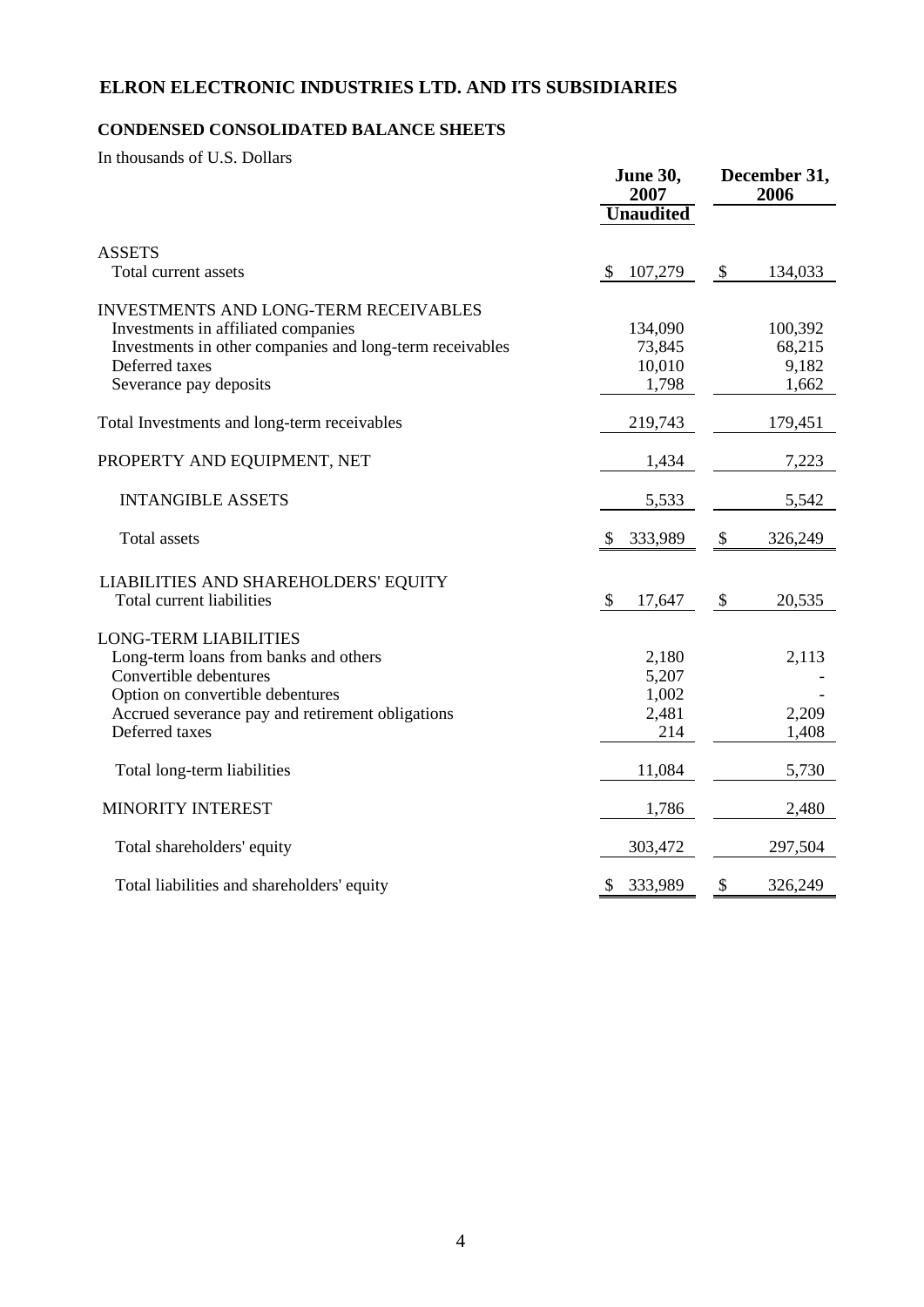# ELRON ELECTRONIC INDUSTRIES LTD. AND ITS SUBSIDIARIES

## CONDENSED CONSOLIDATED BALANCE SHEETS

In thousands of U.S. Dollars

| | June 30, 2007 | December 31, 2006 |
|---|---|---|
| | Unaudited | |
| **ASSETS** | | |
| Total current assets | $ 107,279 | $ 134,033 |
| **INVESTMENTS AND LONG-TERM RECEIVABLES** | | |
| Investments in affiliated companies | 134,090 | 100,392 |
| Investments in other companies and long-term receivables | 73,845 | 68,215 |
| Deferred taxes | 10,010 | 9,182 |
| Severance pay deposits | 1,798 | 1,662 |
| Total Investments and long-term receivables | 219,743 | 179,451 |
| PROPERTY AND EQUIPMENT, NET | 1,434 | 7,223 |
| INTANGIBLE ASSETS | 5,533 | 5,542 |
| Total assets | $ 333,989 | $ 326,249 |
| **LIABILITIES AND SHAREHOLDERS' EQUITY** | | |
| Total current liabilities | $ 17,647 | $ 20,535 |
| **LONG-TERM LIABILITIES** | | |
| Long-term loans from banks and others | 2,180 | 2,113 |
| Convertible debentures | 5,207 | - |
| Option on convertible debentures | 1,002 | - |
| Accrued severance pay and retirement obligations | 2,481 | 2,209 |
| Deferred taxes | 214 | 1,408 |
| Total long-term liabilities | 11,084 | 5,730 |
| MINORITY INTEREST | 1,786 | 2,480 |
| Total shareholders' equity | 303,472 | 297,504 |
| Total liabilities and shareholders' equity | $ 333,989 | $ 326,249 |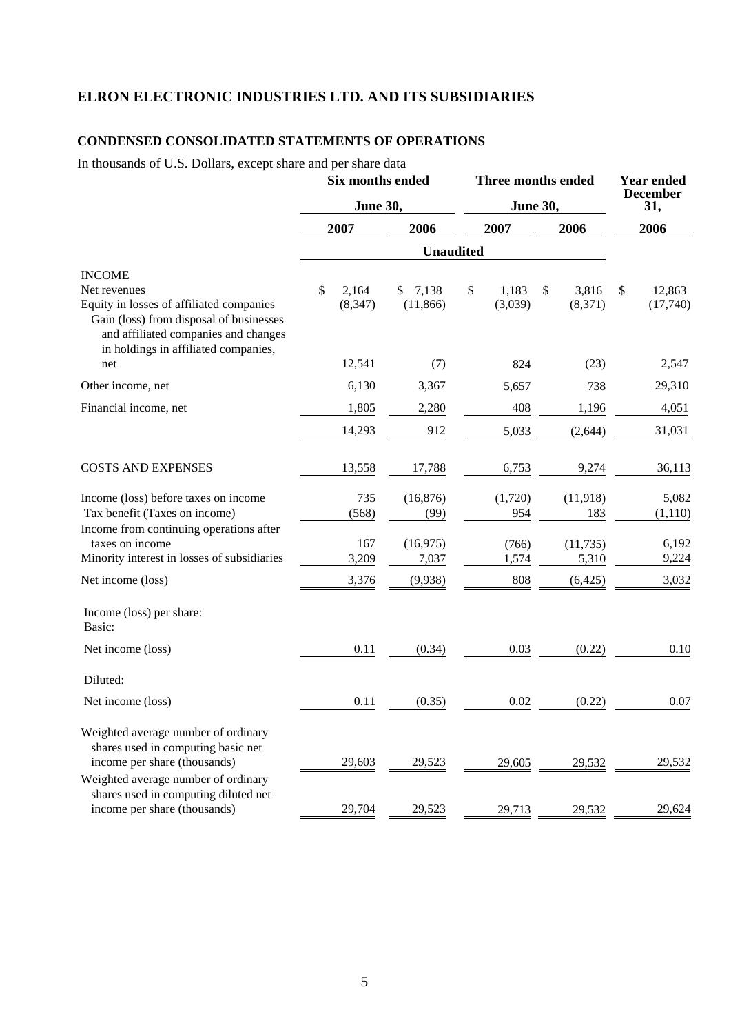# ELRON ELECTRONIC INDUSTRIES LTD. AND ITS SUBSIDIARIES

## CONDENSED CONSOLIDATED STATEMENTS OF OPERATIONS

In thousands of U.S. Dollars, except share and per share data

| | Six months ended | | Three months ended | | Year ended December 31, |
|---|---|---|---|---|---|
| | June 30, | | June 30, | | |
| | 2007 | 2006 | 2007 | 2006 | 2006 |
| | Unaudited | | | | |
| INCOME | | | | | |
| Net revenues | $ 2,164 | $ 7,138 | $ 1,183 | $ 3,816 | $ 12,863 |
| Equity in losses of affiliated companies | (8,347) | (11,866) | (3,039) | (8,371) | (17,740) |
| Gain (loss) from disposal of businesses and affiliated companies and changes in holdings in affiliated companies, net | 12,541 | (7) | 824 | (23) | 2,547 |
| Other income, net | 6,130 | 3,367 | 5,657 | 738 | 29,310 |
| Financial income, net | 1,805 | 2,280 | 408 | 1,196 | 4,051 |
| | 14,293 | 912 | 5,033 | (2,644) | 31,031 |
| COSTS AND EXPENSES | 13,558 | 17,788 | 6,753 | 9,274 | 36,113 |
| Income (loss) before taxes on income | 735 | (16,876) | (1,720) | (11,918) | 5,082 |
| Tax benefit (Taxes on income) | (568) | (99) | 954 | 183 | (1,110) |
| Income from continuing operations after taxes on income | 167 | (16,975) | (766) | (11,735) | 6,192 |
| Minority interest in losses of subsidiaries | 3,209 | 7,037 | 1,574 | 5,310 | 9,224 |
| Net income (loss) | 3,376 | (9,938) | 808 | (6,425) | 3,032 |
| Income (loss) per share: | | | | | |
| Basic: | | | | | |
| Net income (loss) | 0.11 | (0.34) | 0.03 | (0.22) | 0.10 |
| Diluted: | | | | | |
| Net income (loss) | 0.11 | (0.35) | 0.02 | (0.22) | 0.07 |
| Weighted average number of ordinary shares used in computing basic net income per share (thousands) | 29,603 | 29,523 | 29,605 | 29,532 | 29,532 |
| Weighted average number of ordinary shares used in computing diluted net income per share (thousands) | 29,704 | 29,523 | 29,713 | 29,532 | 29,624 |